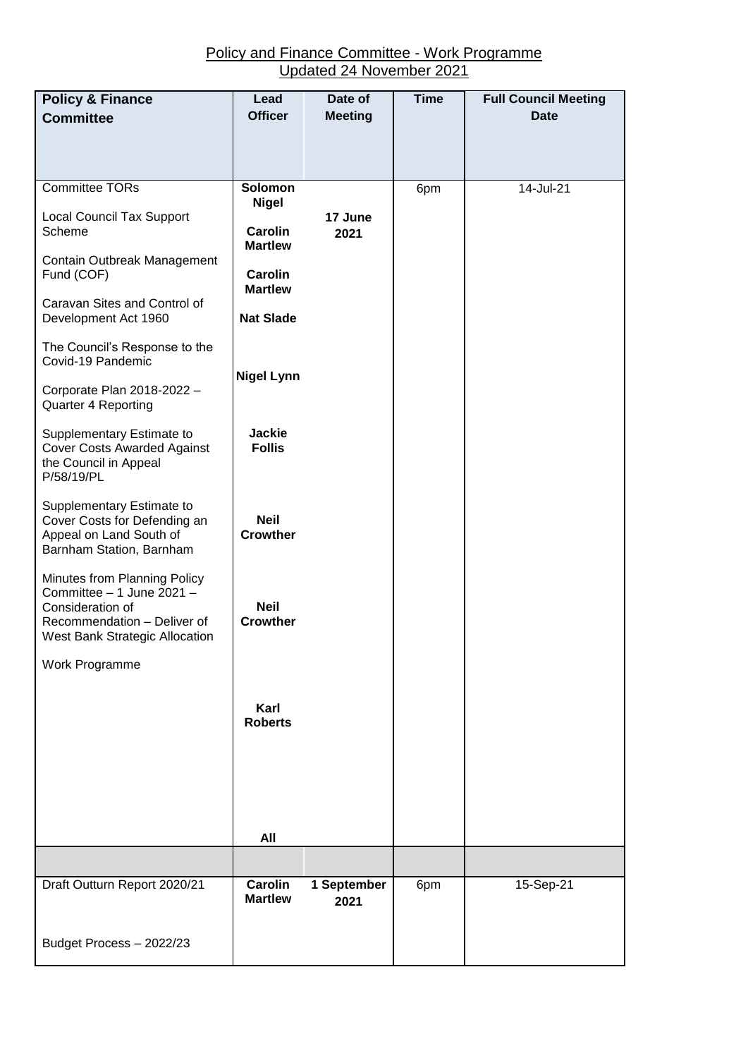Policy and Finance Committee - Work Programme
Updated 24 November 2021

| Policy & Finance Committee | Lead Officer | Date of Meeting | Time | Full Council Meeting Date |
|---|---|---|---|---|
| Committee TORs | Solomon Nigel | 17 June 2021 | 6pm | 14-Jul-21 |
| Local Council Tax Support Scheme | Carolin Martlew | | | |
| Contain Outbreak Management Fund (COF) | Carolin Martlew | | | |
| Caravan Sites and Control of Development Act 1960 | Nat Slade | | | |
| The Council's Response to the Covid-19 Pandemic | Nigel Lynn | | | |
| Corporate Plan 2018-2022 – Quarter 4 Reporting | Jackie Follis | | | |
| Supplementary Estimate to Cover Costs Awarded Against the Council in Appeal P/58/19/PL | Neil Crowther | | | |
| Supplementary Estimate to Cover Costs for Defending an Appeal on Land South of Barnham Station, Barnham | Neil Crowther | | | |
| Minutes from Planning Policy Committee – 1 June 2021 – Consideration of Recommendation – Deliver of West Bank Strategic Allocation | Karl Roberts | | | |
| Work Programme | All | | | |
| | | | | |
| Draft Outturn Report 2020/21 | Carolin Martlew | 1 September 2021 | 6pm | 15-Sep-21 |
| Budget Process – 2022/23 | | | | |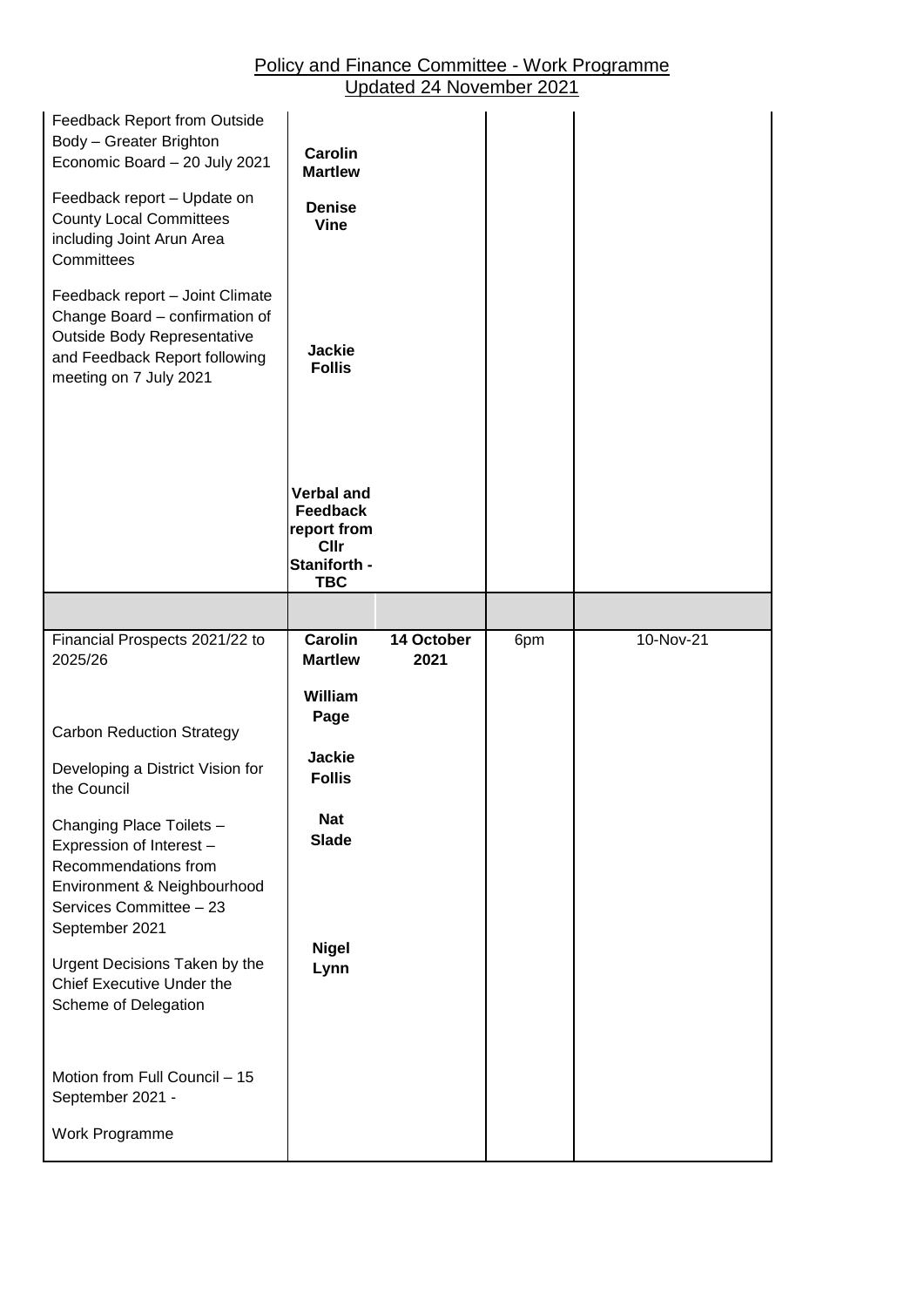# Policy and Finance Committee - Work Programme

Updated 24 November 2021

| | | | | |
|---|---|---|---|---|
| Feedback Report from Outside Body – Greater Brighton Economic Board – 20 July 2021<br><br>Feedback report – Update on County Local Committees including Joint Arun Area Committees<br><br>Feedback report – Joint Climate Change Board – confirmation of Outside Body Representative and Feedback Report following meeting on 7 July 2021 | **Carolin Martlew**<br><br>**Denise Vine**<br><br>**Jackie Follis**<br><br>**Verbal and Feedback report from Cllr Staniforth - TBC** | | | |
| | | | | |
| Financial Prospects 2021/22 to 2025/26<br><br>Carbon Reduction Strategy<br><br>Developing a District Vision for the Council<br><br>Changing Place Toilets – Expression of Interest – Recommendations from Environment & Neighbourhood Services Committee – 23 September 2021<br><br>Urgent Decisions Taken by the Chief Executive Under the Scheme of Delegation<br><br>Motion from Full Council – 15 September 2021 -<br><br>Work Programme | **Carolin Martlew**<br><br>**William Page**<br><br>**Jackie Follis**<br><br>**Nat Slade**<br><br>**Nigel Lynn** | **14 October 2021** | 6pm | 10-Nov-21 |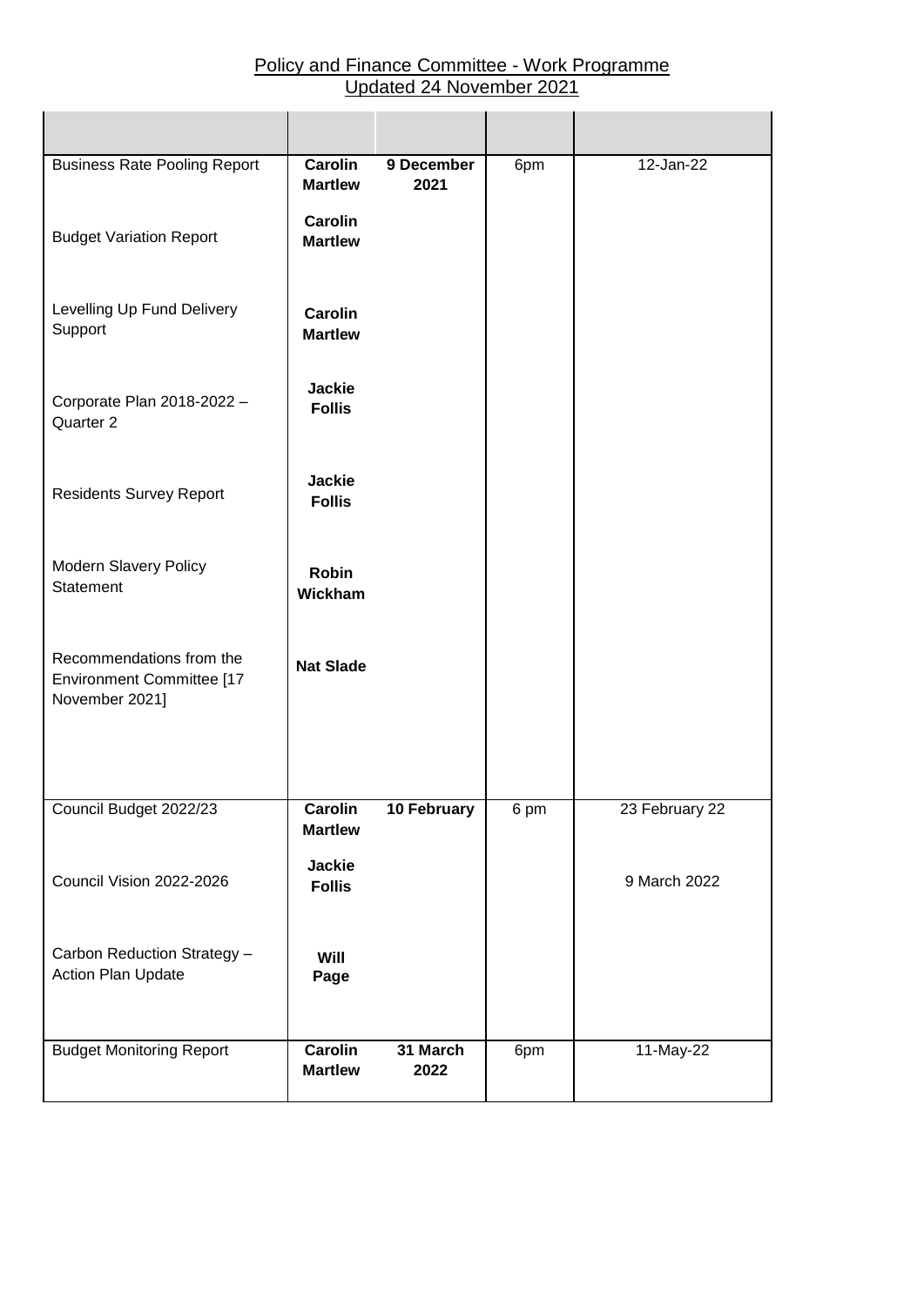Policy and Finance Committee - Work Programme
Updated 24 November 2021

| | | | | |
|---|---|---|---|---|
| Business Rate Pooling Report | **Carolin Martlew** | **9 December 2021** | 6pm | 12-Jan-22 |
| Budget Variation Report | **Carolin Martlew** | | | |
| Levelling Up Fund Delivery Support | **Carolin Martlew** | | | |
| Corporate Plan 2018-2022 – Quarter 2 | **Jackie Follis** | | | |
| Residents Survey Report | **Jackie Follis** | | | |
| Modern Slavery Policy Statement | **Robin Wickham** | | | |
| Recommendations from the Environment Committee [17 November 2021] | **Nat Slade** | | | |
| Council Budget 2022/23 | **Carolin Martlew** | **10 February** | 6 pm | 23 February 22 |
| Council Vision 2022-2026 | **Jackie Follis** | | | 9 March 2022 |
| Carbon Reduction Strategy – Action Plan Update | **Will Page** | | | |
| Budget Monitoring Report | **Carolin Martlew** | **31 March 2022** | 6pm | 11-May-22 |